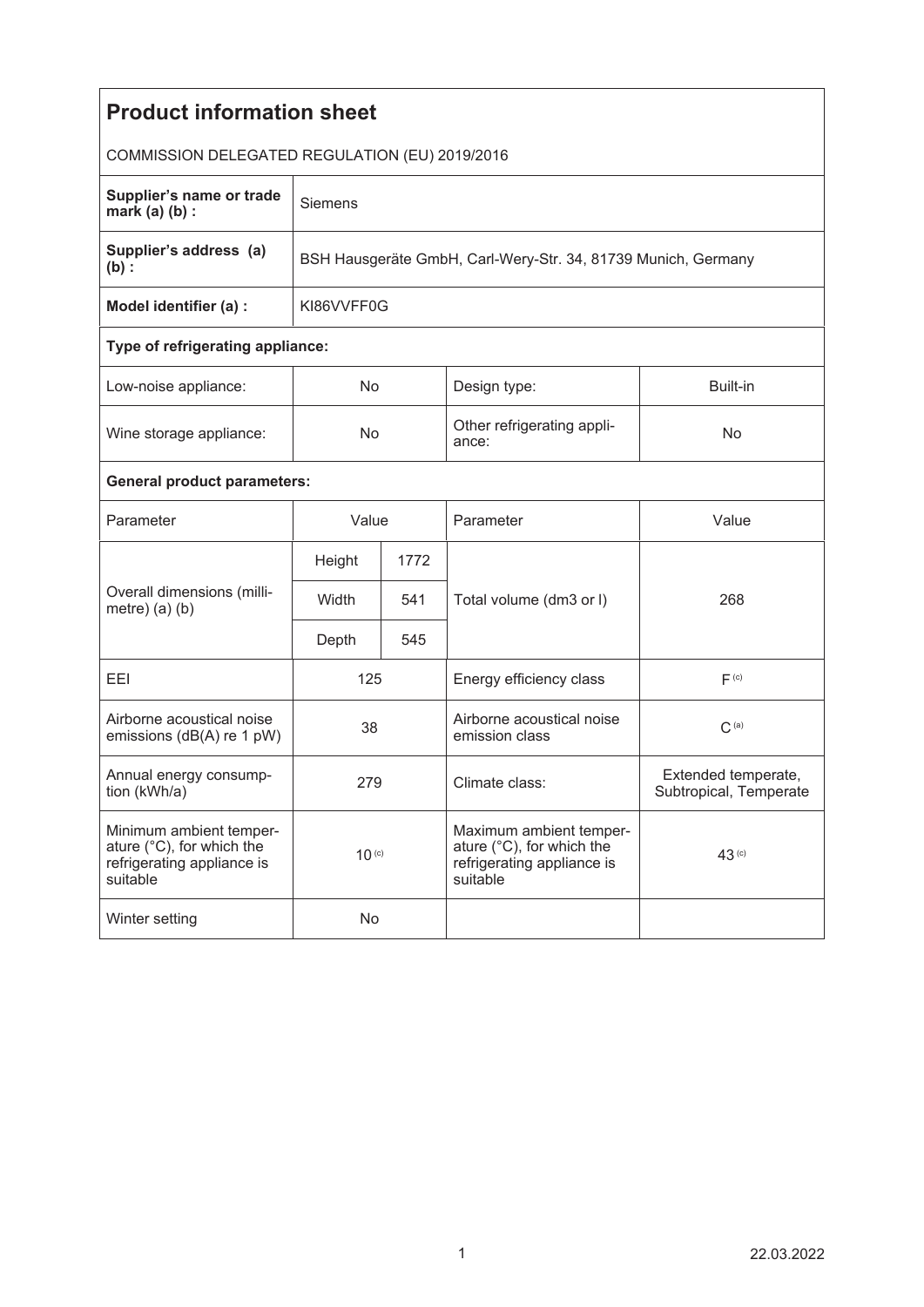# Product information sheet

COMMISSION DELEGATED REGULATION (EU) 2019/2016

| | |
|---|---|
| **Supplier's name or trade mark (a) (b) :** | Siemens |
| **Supplier's address (a) (b) :** | BSH Hausgeräte GmbH, Carl-Wery-Str. 34, 81739 Munich, Germany |
| **Model identifier (a) :** | KI86VVFF0G |

**Type of refrigerating appliance:**

| | | | |
|---|---|---|---|
| Low-noise appliance: | No | Design type: | Built-in |
| Wine storage appliance: | No | Other refrigerating appliance: | No |

**General product parameters:**

| Parameter | Value | | Parameter | Value |
|---|---|---|---|---|
| Overall dimensions (millimetre) (a) (b) | Height | 1772 | Total volume (dm3 or l) | 268 |
| | Width | 541 | | |
| | Depth | 545 | | |
| EEI | 125 | | Energy efficiency class | F [(c)] |
| Airborne acoustical noise emissions (dB(A) re 1 pW) | 38 | | Airborne acoustical noise emission class | C [(a)] |
| Annual energy consumption (kWh/a) | 279 | | Climate class: | Extended temperate, Subtropical, Temperate |
| Minimum ambient temperature (°C), for which the refrigerating appliance is suitable | 10 [(c)] | | Maximum ambient temperature (°C), for which the refrigerating appliance is suitable | 43 [(c)] |
| Winter setting | No | | | |

22.03.2022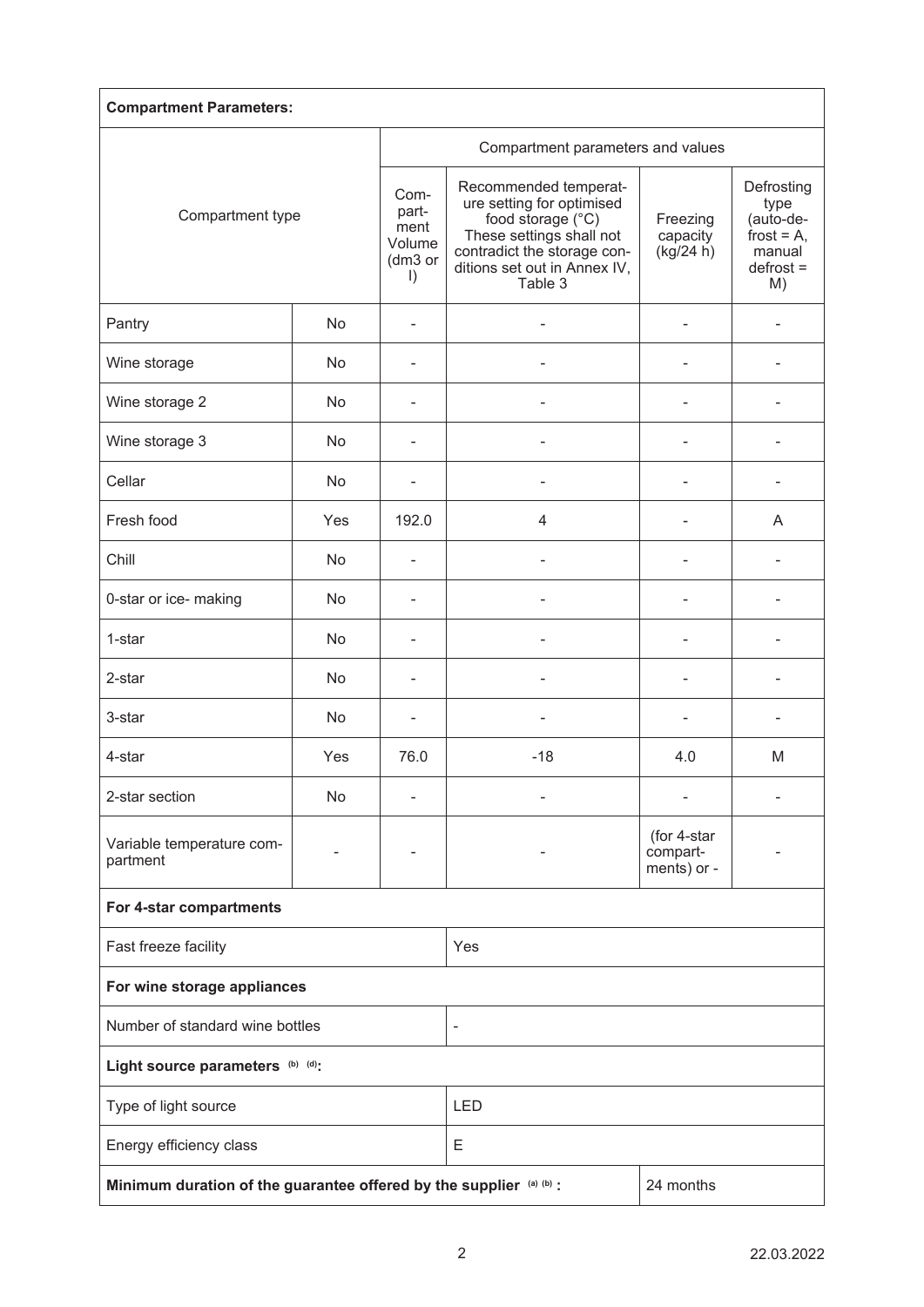| **Compartment Parameters:** | | | | | |
|---|---|---|---|---|---|
| Compartment type | | Compartment parameters and values | | | |
| | | Compartment Volume (dm3 or l) | Recommended temperature setting for optimised food storage (°C) These settings shall not contradict the storage conditions set out in Annex IV, Table 3 | Freezing capacity (kg/24 h) | Defrosting type (auto-defrost = A, manual defrost = M) |
| Pantry | No | - | - | - | - |
| Wine storage | No | - | - | - | - |
| Wine storage 2 | No | - | - | - | - |
| Wine storage 3 | No | - | - | - | - |
| Cellar | No | - | - | - | - |
| Fresh food | Yes | 192.0 | 4 | - | A |
| Chill | No | - | - | - | - |
| 0-star or ice- making | No | - | - | - | - |
| 1-star | No | - | - | - | - |
| 2-star | No | - | - | - | - |
| 3-star | No | - | - | - | - |
| 4-star | Yes | 76.0 | -18 | 4.0 | M |
| 2-star section | No | - | - | - | - |
| Variable temperature compartment | - | - | - | (for 4-star compartments) or - | - |
| **For 4-star compartments** | | | | | |
| Fast freeze facility | | | Yes | | |
| **For wine storage appliances** | | | | | |
| Number of standard wine bottles | | | - | | |
| **Light source parameters** (b) (d)**:** | | | | | |
| Type of light source | | | LED | | |
| Energy efficiency class | | | E | | |
| **Minimum duration of the guarantee offered by the supplier** (a) (b) **:** | | | | 24 months | |

22.03.2022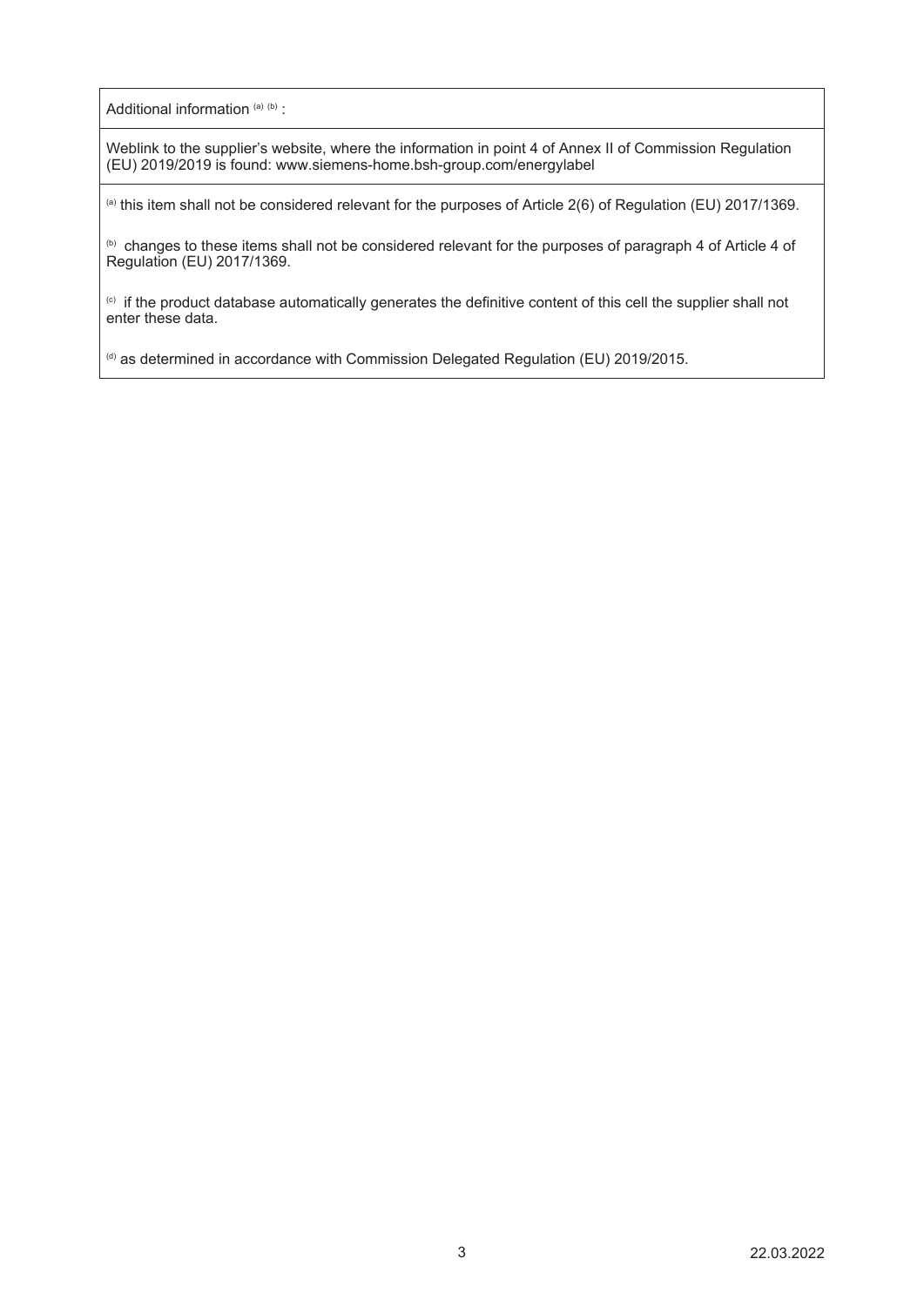Additional information [a] [b] :

Weblink to the supplier's website, where the information in point 4 of Annex II of Commission Regulation (EU) 2019/2019 is found: www.siemens-home.bsh-group.com/energylabel

[a] this item shall not be considered relevant for the purposes of Article 2(6) of Regulation (EU) 2017/1369.

[b] changes to these items shall not be considered relevant for the purposes of paragraph 4 of Article 4 of Regulation (EU) 2017/1369.

[c] if the product database automatically generates the definitive content of this cell the supplier shall not enter these data.

[d] as determined in accordance with Commission Delegated Regulation (EU) 2019/2015.

22.03.2022